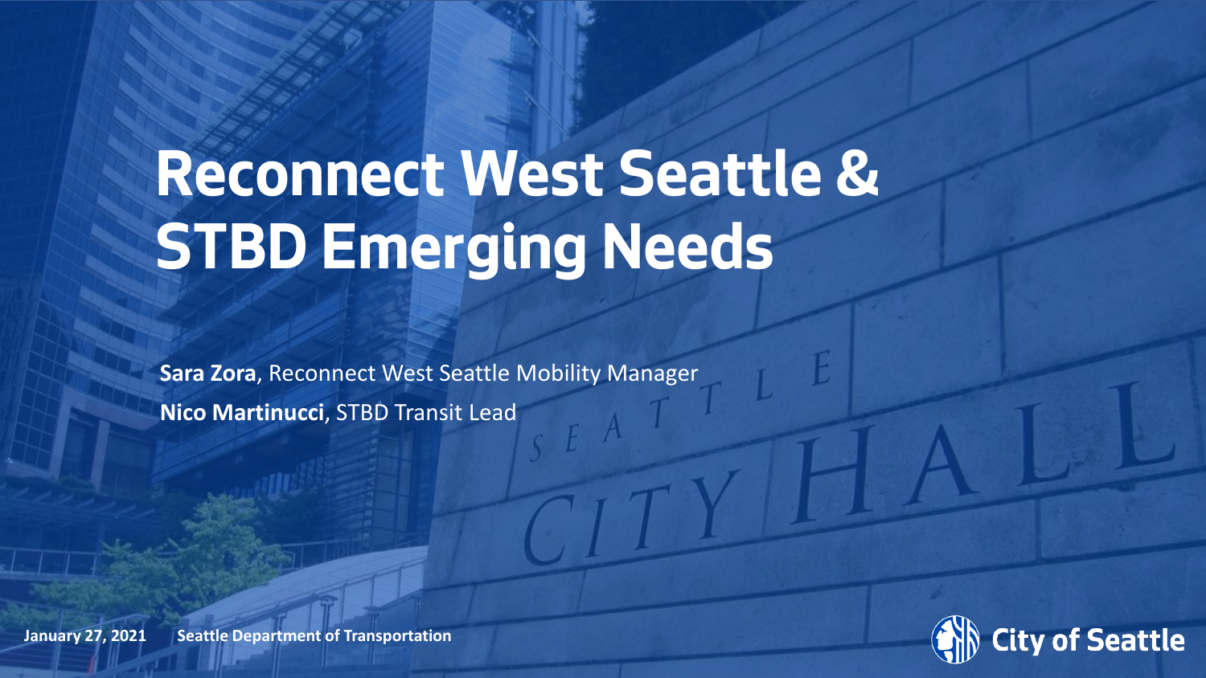# Reconnect West Seattle & STBD Emerging Needs

**Sara Zora**, Reconnect West Seattle Mobility Manager

**Nico Martinucci**, STBD Transit Lead

January 27, 2021 Seattle Department of Transportation

City of Seattle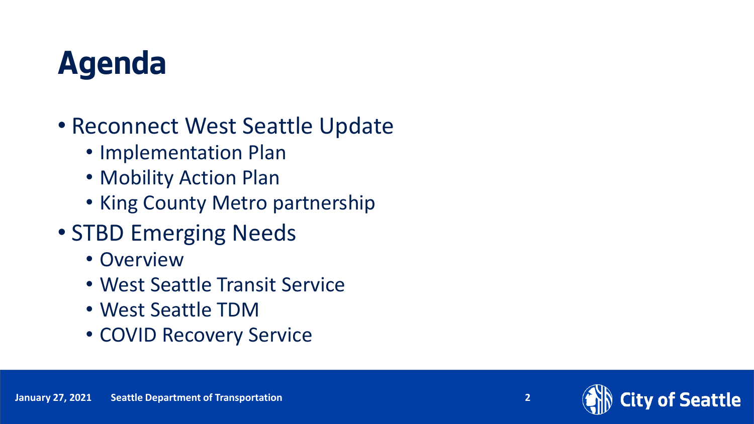# Agenda

- Reconnect West Seattle Update
  - Implementation Plan
  - Mobility Action Plan
  - King County Metro partnership
- STBD Emerging Needs
  - Overview
  - West Seattle Transit Service
  - West Seattle TDM
  - COVID Recovery Service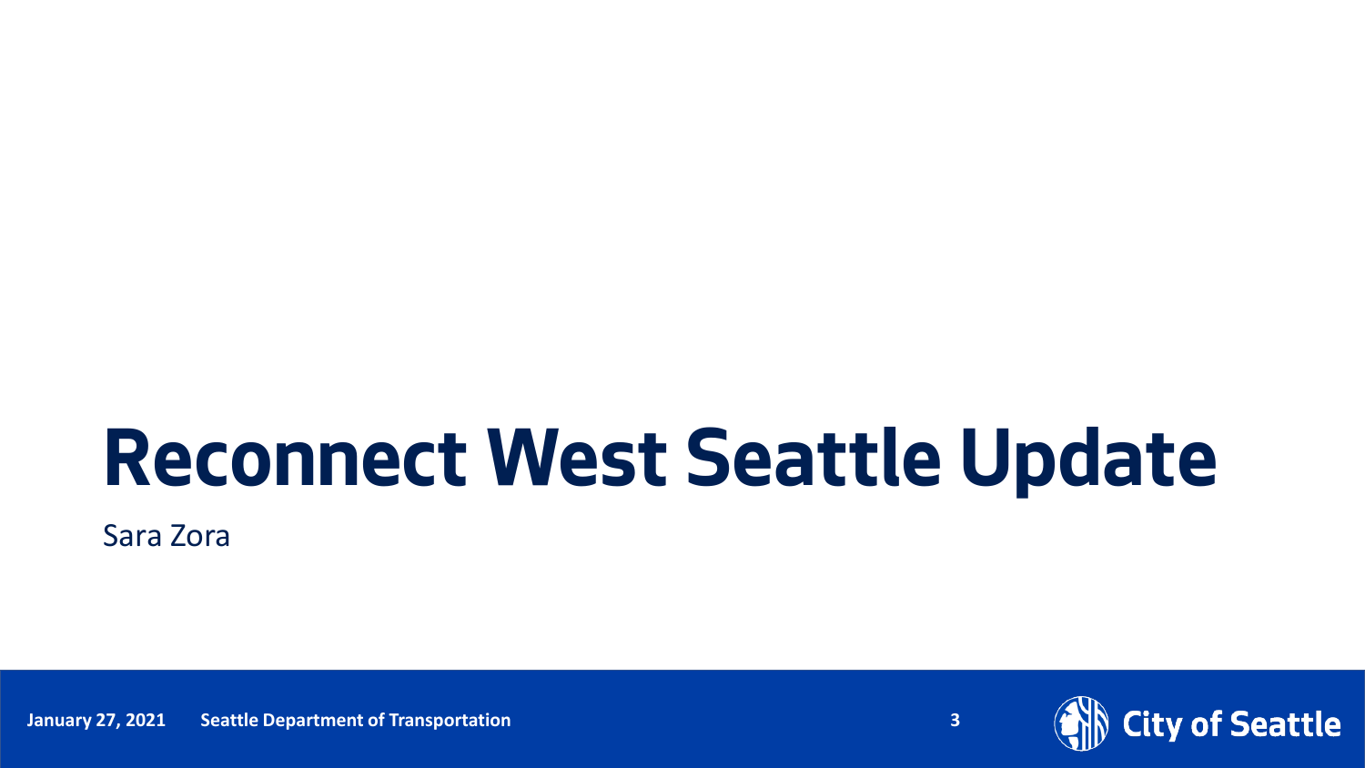# Reconnect West Seattle Update

Sara Zora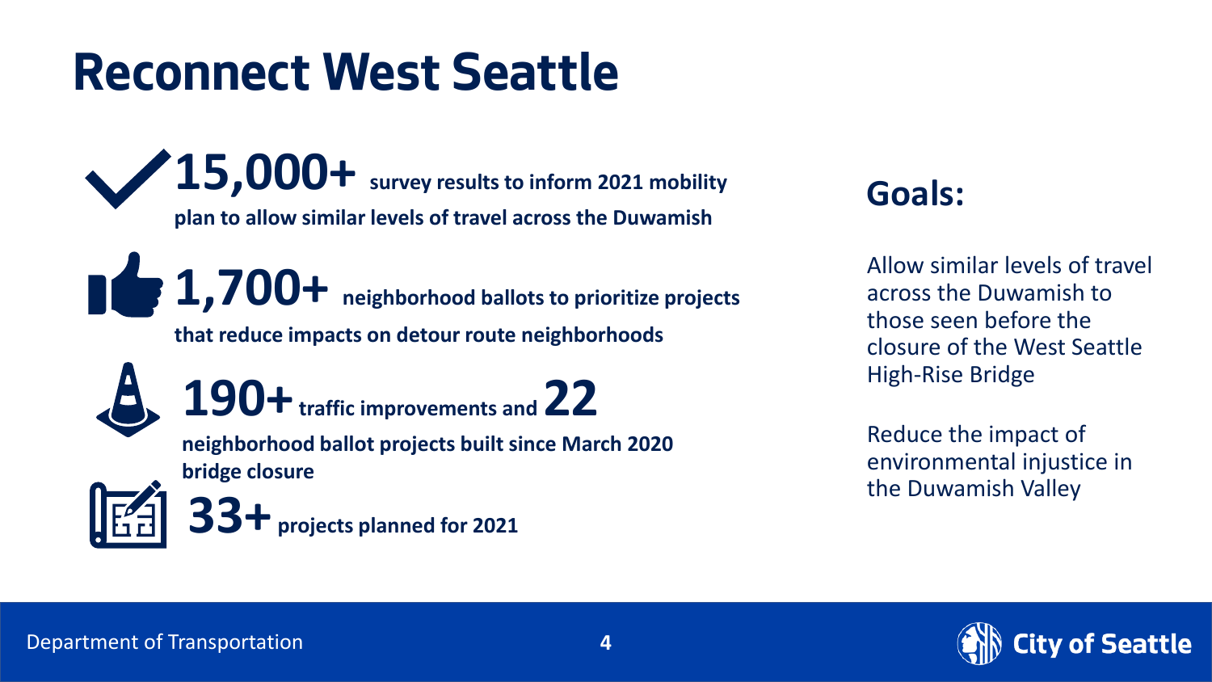# Reconnect West Seattle

**15,000+ survey results to inform 2021 mobility plan to allow similar levels of travel across the Duwamish**

**1,700+ neighborhood ballots to prioritize projects that reduce impacts on detour route neighborhoods**

**190+ traffic improvements and 22 neighborhood ballot projects built since March 2020 bridge closure**

**33+ projects planned for 2021**

## Goals:

Allow similar levels of travel across the Duwamish to those seen before the closure of the West Seattle High-Rise Bridge

Reduce the impact of environmental injustice in the Duwamish Valley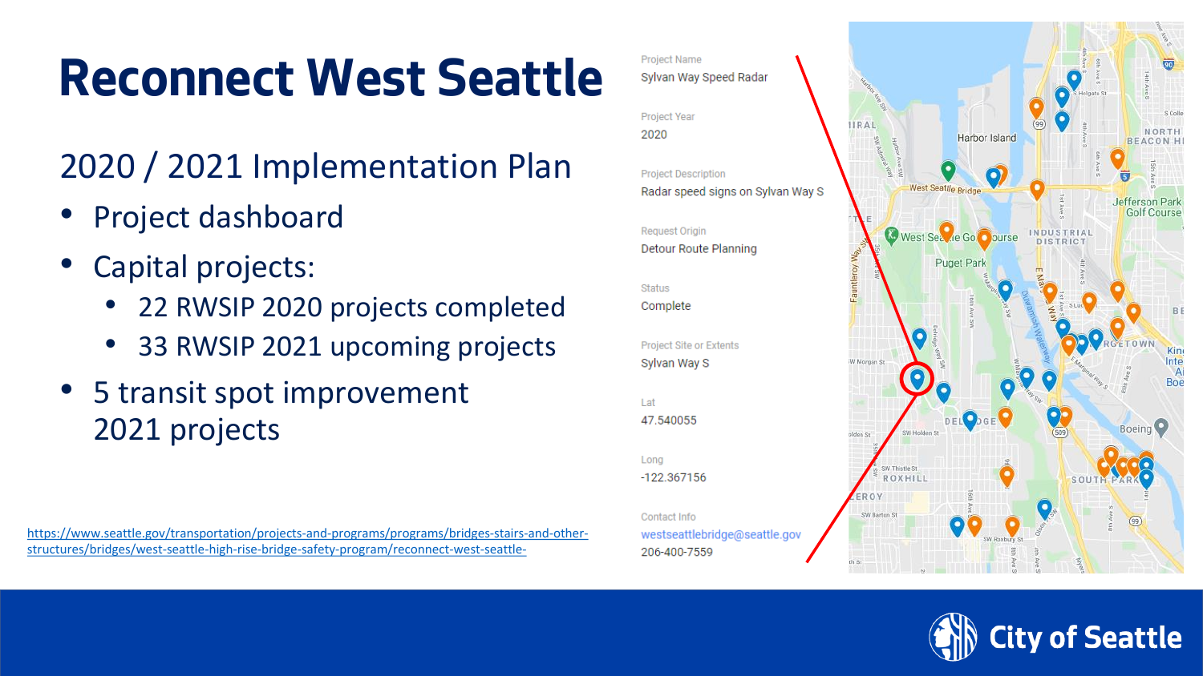# Reconnect West Seattle

## 2020 / 2021 Implementation Plan

- Project dashboard
- Capital projects:
  - 22 RWSIP 2020 projects completed
  - 33 RWSIP 2021 upcoming projects
- 5 transit spot improvement 2021 projects

https://www.seattle.gov/transportation/projects-and-programs/programs/bridges-stairs-and-other-structures/bridges/west-seattle-high-rise-bridge-safety-program/reconnect-west-seattle-

Project Name
Sylvan Way Speed Radar

Project Year
2020

Project Description
Radar speed signs on Sylvan Way S

Request Origin
Detour Route Planning

Status
Complete

Project Site or Extents
Sylvan Way S

Lat
47.540055

Long
-122.367156

Contact Info
westseattlebridge@seattle.gov
206-400-7559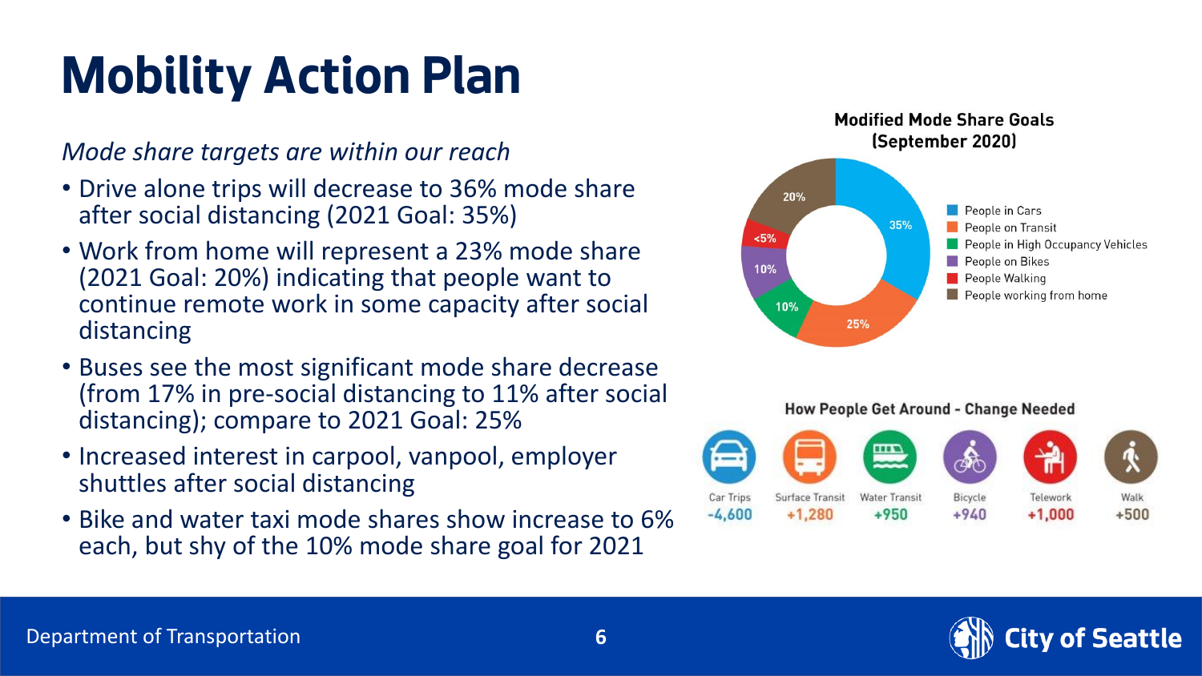# Mobility Action Plan

*Mode share targets are within our reach*

- Drive alone trips will decrease to 36% mode share after social distancing (2021 Goal: 35%)
- Work from home will represent a 23% mode share (2021 Goal: 20%) indicating that people want to continue remote work in some capacity after social distancing
- Buses see the most significant mode share decrease (from 17% in pre-social distancing to 11% after social distancing); compare to 2021 Goal: 25%
- Increased interest in carpool, vanpool, employer shuttles after social distancing
- Bike and water taxi mode shares show increase to 6% each, but shy of the 10% mode share goal for 2021

**Modified Mode Share Goals (September 2020)**

| Mode | Share |
| --- | --- |
| People in Cars | 35% |
| People on Transit | 25% |
| People in High Occupancy Vehicles | 10% |
| People on Bikes | 10% |
| People Walking | <5% |
| People working from home | 20% |

**How People Get Around - Change Needed**

| Car Trips | Surface Transit | Water Transit | Bicycle | Telework | Walk |
| --- | --- | --- | --- | --- | --- |
| -4,600 | +1,280 | +950 | +940 | +1,000 | +500 |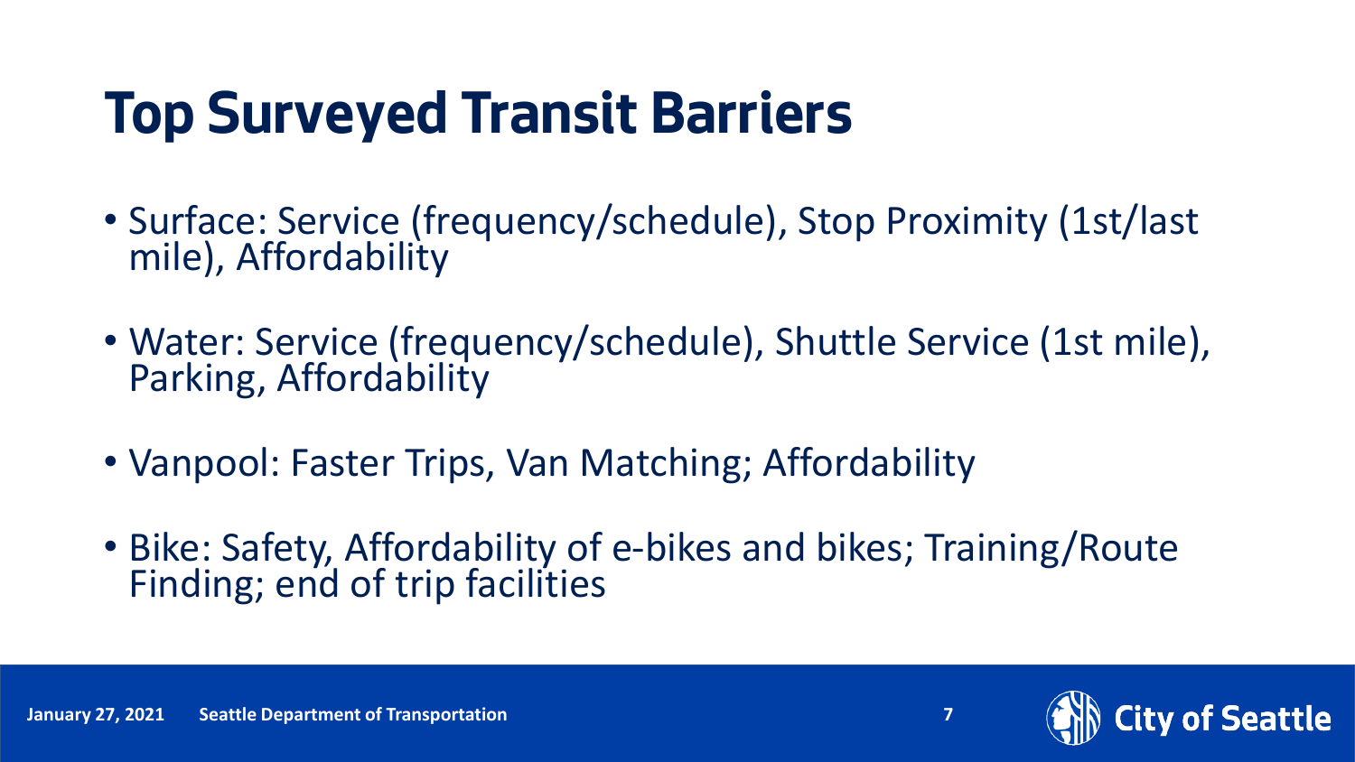# Top Surveyed Transit Barriers

- Surface: Service (frequency/schedule), Stop Proximity (1st/last mile), Affordability
- Water: Service (frequency/schedule), Shuttle Service (1st mile), Parking, Affordability
- Vanpool: Faster Trips, Van Matching; Affordability
- Bike: Safety, Affordability of e-bikes and bikes; Training/Route Finding; end of trip facilities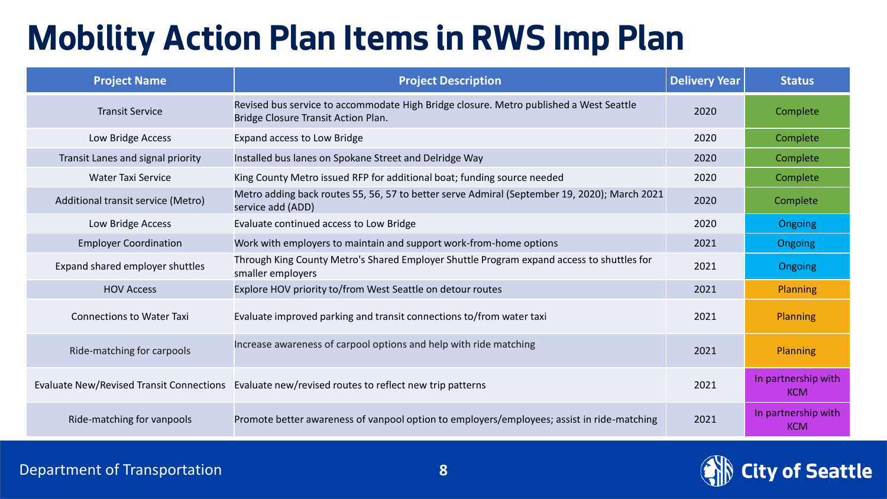# Mobility Action Plan Items in RWS Imp Plan

| Project Name | Project Description | Delivery Year | Status |
|---|---|---|---|
| Transit Service | Revised bus service to accommodate High Bridge closure. Metro published a West Seattle Bridge Closure Transit Action Plan. | 2020 | Complete |
| Low Bridge Access | Expand access to Low Bridge | 2020 | Complete |
| Transit Lanes and signal priority | Installed bus lanes on Spokane Street and Delridge Way | 2020 | Complete |
| Water Taxi Service | King County Metro issued RFP for additional boat; funding source needed | 2020 | Complete |
| Additional transit service (Metro) | Metro adding back routes 55, 56, 57 to better serve Admiral (September 19, 2020); March 2021 service add (ADD) | 2020 | Complete |
| Low Bridge Access | Evaluate continued access to Low Bridge | 2020 | Ongoing |
| Employer Coordination | Work with employers to maintain and support work-from-home options | 2021 | Ongoing |
| Expand shared employer shuttles | Through King County Metro's Shared Employer Shuttle Program expand access to shuttles for smaller employers | 2021 | Ongoing |
| HOV Access | Explore HOV priority to/from West Seattle on detour routes | 2021 | Planning |
| Connections to Water Taxi | Evaluate improved parking and transit connections to/from water taxi | 2021 | Planning |
| Ride-matching for carpools | Increase awareness of carpool options and help with ride matching | 2021 | Planning |
| Evaluate New/Revised Transit Connections | Evaluate new/revised routes to reflect new trip patterns | 2021 | In partnership with KCM |
| Ride-matching for vanpools | Promote better awareness of vanpool option to employers/employees; assist in ride-matching | 2021 | In partnership with KCM |

Department of Transportation

City of Seattle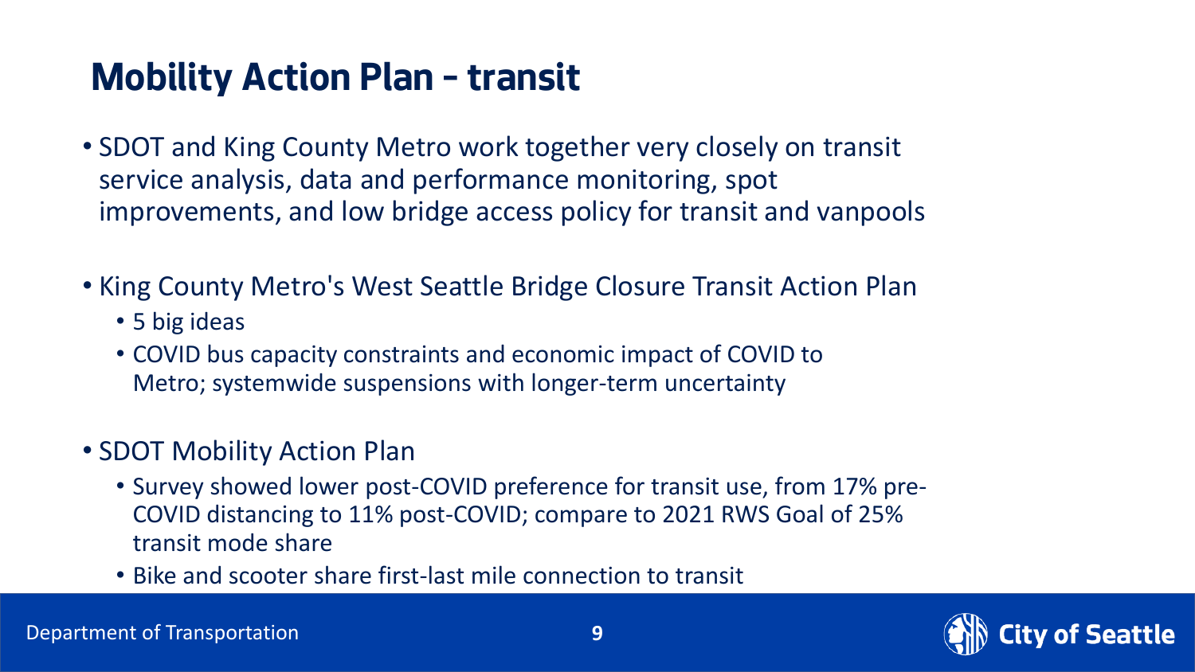# Mobility Action Plan – transit

- SDOT and King County Metro work together very closely on transit service analysis, data and performance monitoring, spot improvements, and low bridge access policy for transit and vanpools
- King County Metro's West Seattle Bridge Closure Transit Action Plan
  - 5 big ideas
  - COVID bus capacity constraints and economic impact of COVID to Metro; systemwide suspensions with longer-term uncertainty
- SDOT Mobility Action Plan
  - Survey showed lower post-COVID preference for transit use, from 17% pre-COVID distancing to 11% post-COVID; compare to 2021 RWS Goal of 25% transit mode share
  - Bike and scooter share first-last mile connection to transit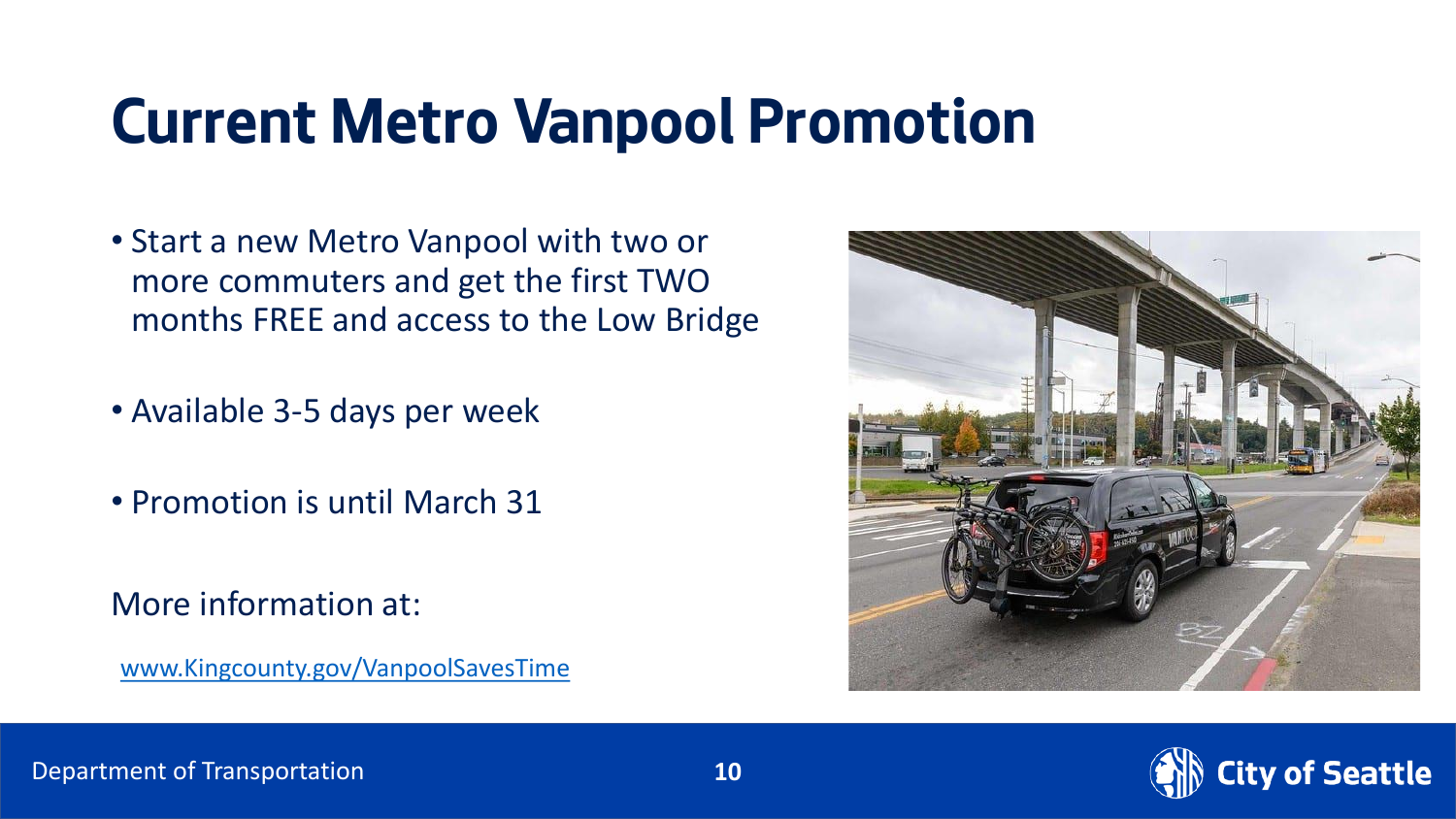# Current Metro Vanpool Promotion

- Start a new Metro Vanpool with two or more commuters and get the first TWO months FREE and access to the Low Bridge
- Available 3-5 days per week
- Promotion is until March 31

More information at:

[www.Kingcounty.gov/VanpoolSavesTime](http://www.Kingcounty.gov/VanpoolSavesTime)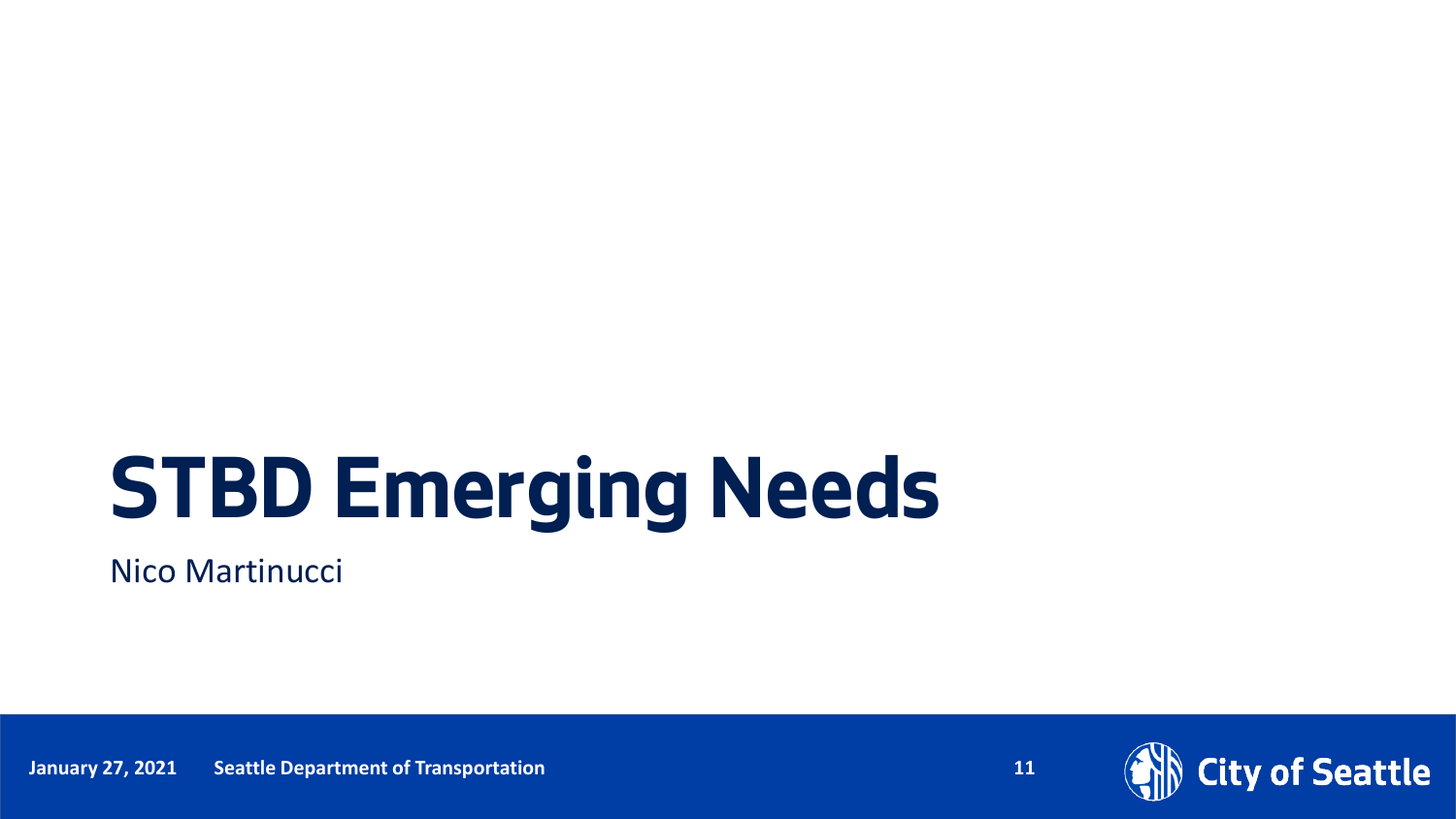# STBD Emerging Needs

Nico Martinucci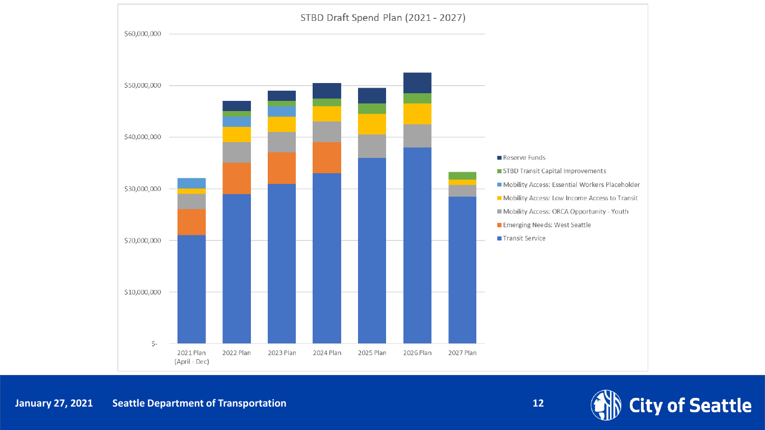## STBD Draft Spend Plan (2021 - 2027)

$60,000,000

$50,000,000

$40,000,000

$30,000,000

$20,000,000

$10,000,000

$-

2021 Plan (April - Dec) | 2022 Plan | 2023 Plan | 2024 Plan | 2025 Plan | 2026 Plan | 2027 Plan

- Reserve Funds
- STBD Transit Capital Improvements
- Mobility Access: Essential Workers Placeholder
- Mobility Access: Low Income Access to Transit
- Mobility Access: ORCA Opportunity - Youth
- Emerging Needs: West Seattle
- Transit Service

January 27, 2021 Seattle Department of Transportation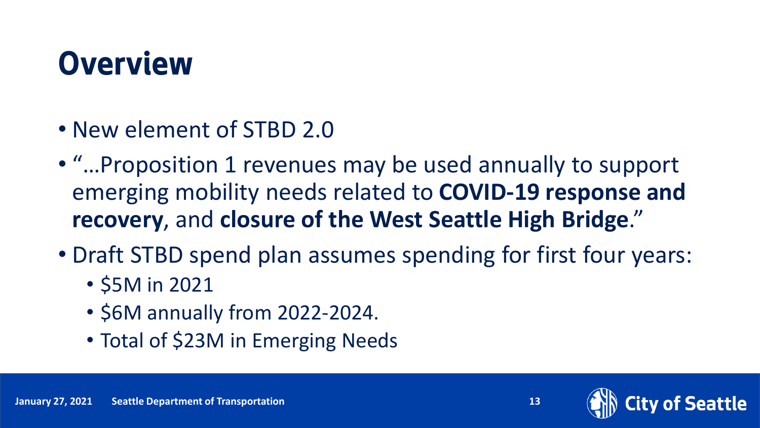# Overview

- New element of STBD 2.0
- "…Proposition 1 revenues may be used annually to support emerging mobility needs related to **COVID-19 response and recovery**, and **closure of the West Seattle High Bridge**."
- Draft STBD spend plan assumes spending for first four years:
  - $5M in 2021
  - $6M annually from 2022-2024.
  - Total of $23M in Emerging Needs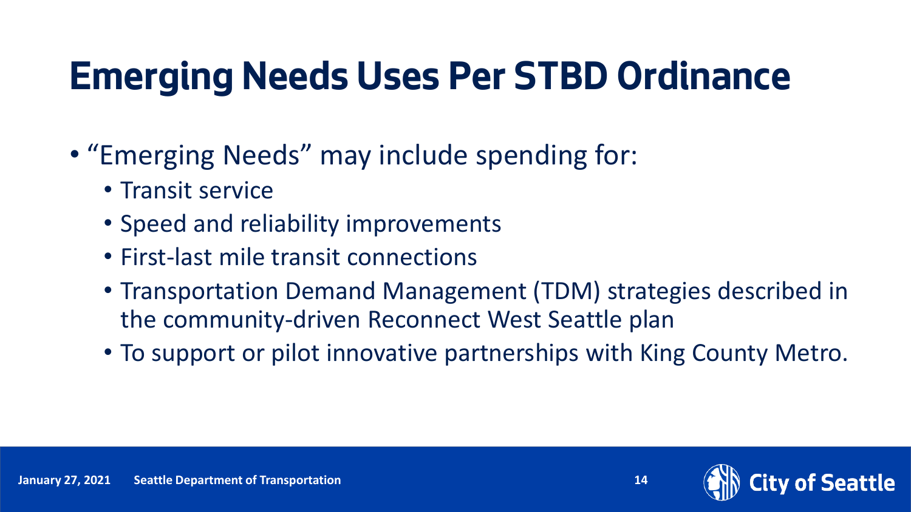# Emerging Needs Uses Per STBD Ordinance

- "Emerging Needs" may include spending for:
  - Transit service
  - Speed and reliability improvements
  - First-last mile transit connections
  - Transportation Demand Management (TDM) strategies described in the community-driven Reconnect West Seattle plan
  - To support or pilot innovative partnerships with King County Metro.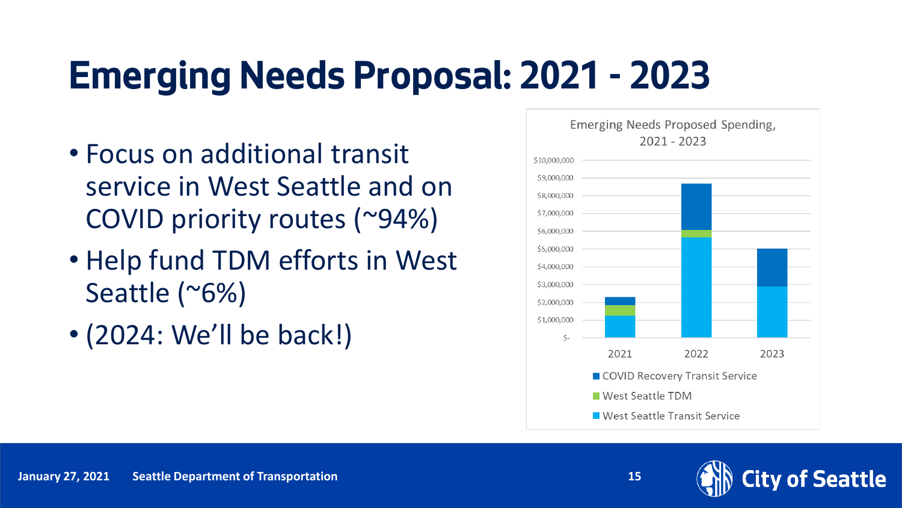# Emerging Needs Proposal: 2021 - 2023

- Focus on additional transit service in West Seattle and on COVID priority routes (~94%)
- Help fund TDM efforts in West Seattle (~6%)
- (2024: We'll be back!)

Emerging Needs Proposed Spending, 2021 - 2023

$10,000,000
$9,000,000
$8,000,000
$7,000,000
$6,000,000
$5,000,000
$4,000,000
$3,000,000
$2,000,000
$1,000,000
$-

2021 2022 2023

COVID Recovery Transit Service
West Seattle TDM
West Seattle Transit Service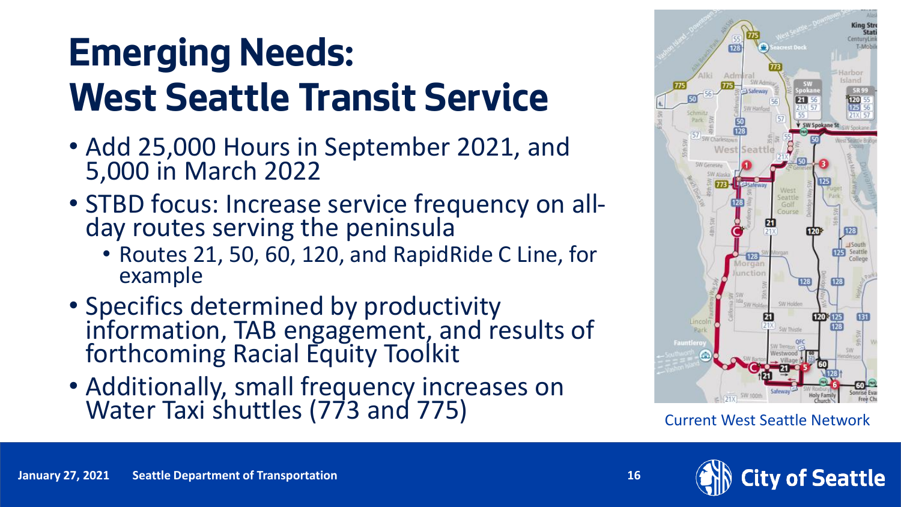# Emerging Needs: West Seattle Transit Service

- Add 25,000 Hours in September 2021, and 5,000 in March 2022
- STBD focus: Increase service frequency on all-day routes serving the peninsula
  - Routes 21, 50, 60, 120, and RapidRide C Line, for example
- Specifics determined by productivity information, TAB engagement, and results of forthcoming Racial Equity Toolkit
- Additionally, small frequency increases on Water Taxi shuttles (773 and 775)

Current West Seattle Network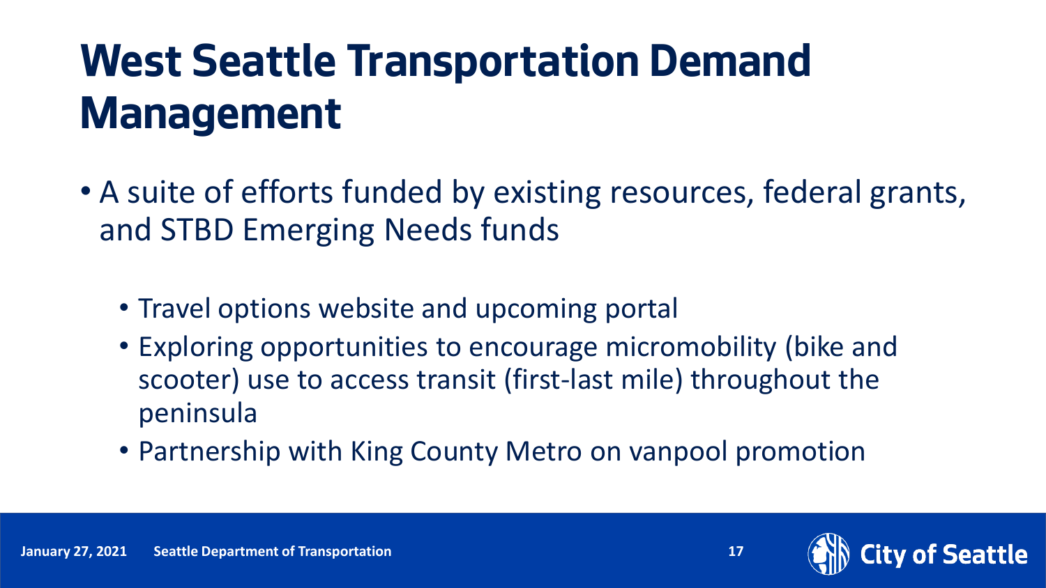# West Seattle Transportation Demand Management

- A suite of efforts funded by existing resources, federal grants, and STBD Emerging Needs funds
  - Travel options website and upcoming portal
  - Exploring opportunities to encourage micromobility (bike and scooter) use to access transit (first-last mile) throughout the peninsula
  - Partnership with King County Metro on vanpool promotion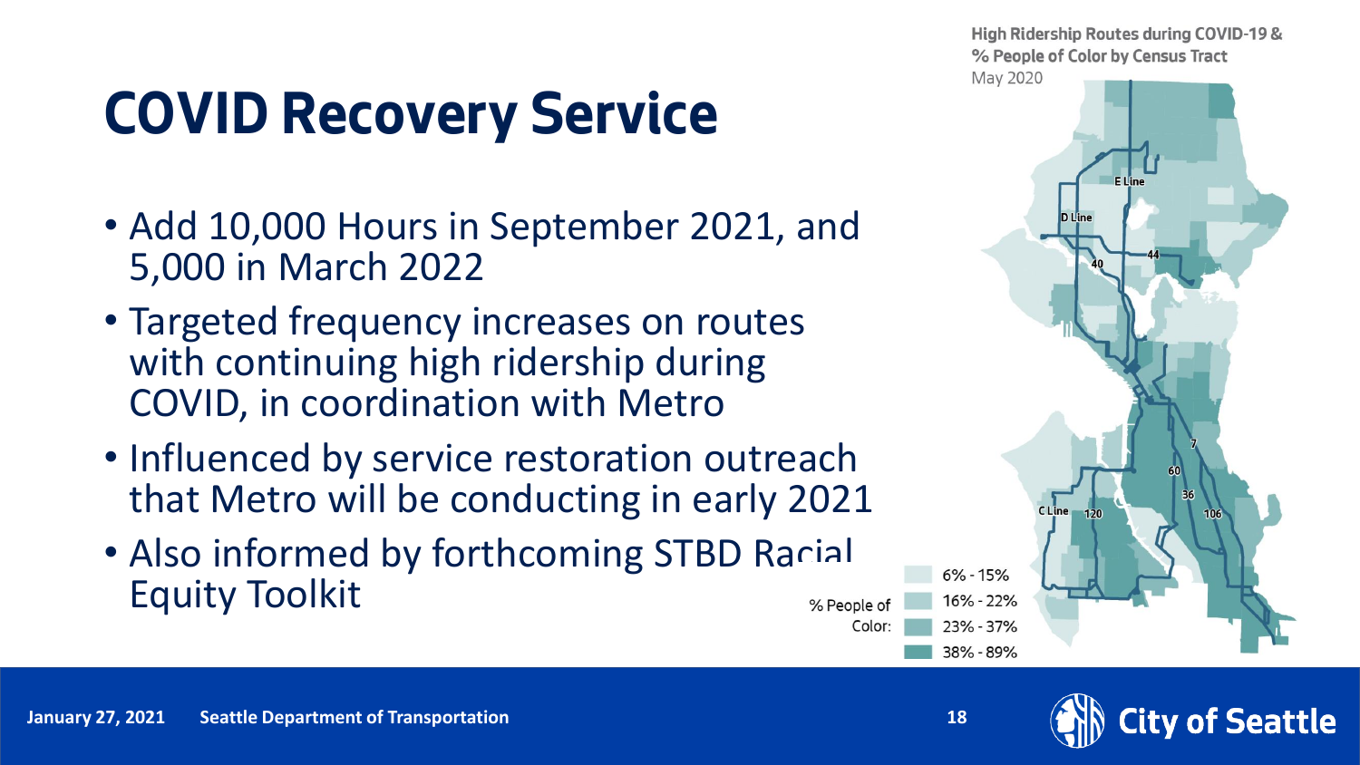# COVID Recovery Service

- Add 10,000 Hours in September 2021, and 5,000 in March 2022
- Targeted frequency increases on routes with continuing high ridership during COVID, in coordination with Metro
- Influenced by service restoration outreach that Metro will be conducting in early 2021
- Also informed by forthcoming STBD Racial Equity Toolkit

High Ridership Routes during COVID-19 & % People of Color by Census Tract
May 2020

E Line
D Line
44
40
7
60
36
106
C Line
120

| % People of Color: | |
|---|---|
| | 6% - 15% |
| | 16% - 22% |
| | 23% - 37% |
| | 38% - 89% |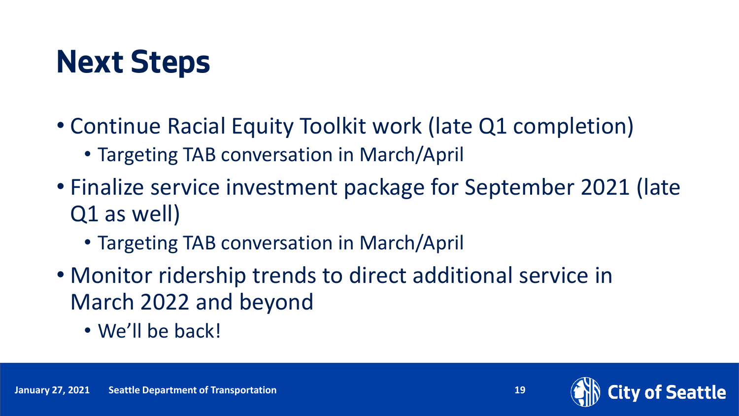# Next Steps

- Continue Racial Equity Toolkit work (late Q1 completion)
  - Targeting TAB conversation in March/April
- Finalize service investment package for September 2021 (late Q1 as well)
  - Targeting TAB conversation in March/April
- Monitor ridership trends to direct additional service in March 2022 and beyond
  - We'll be back!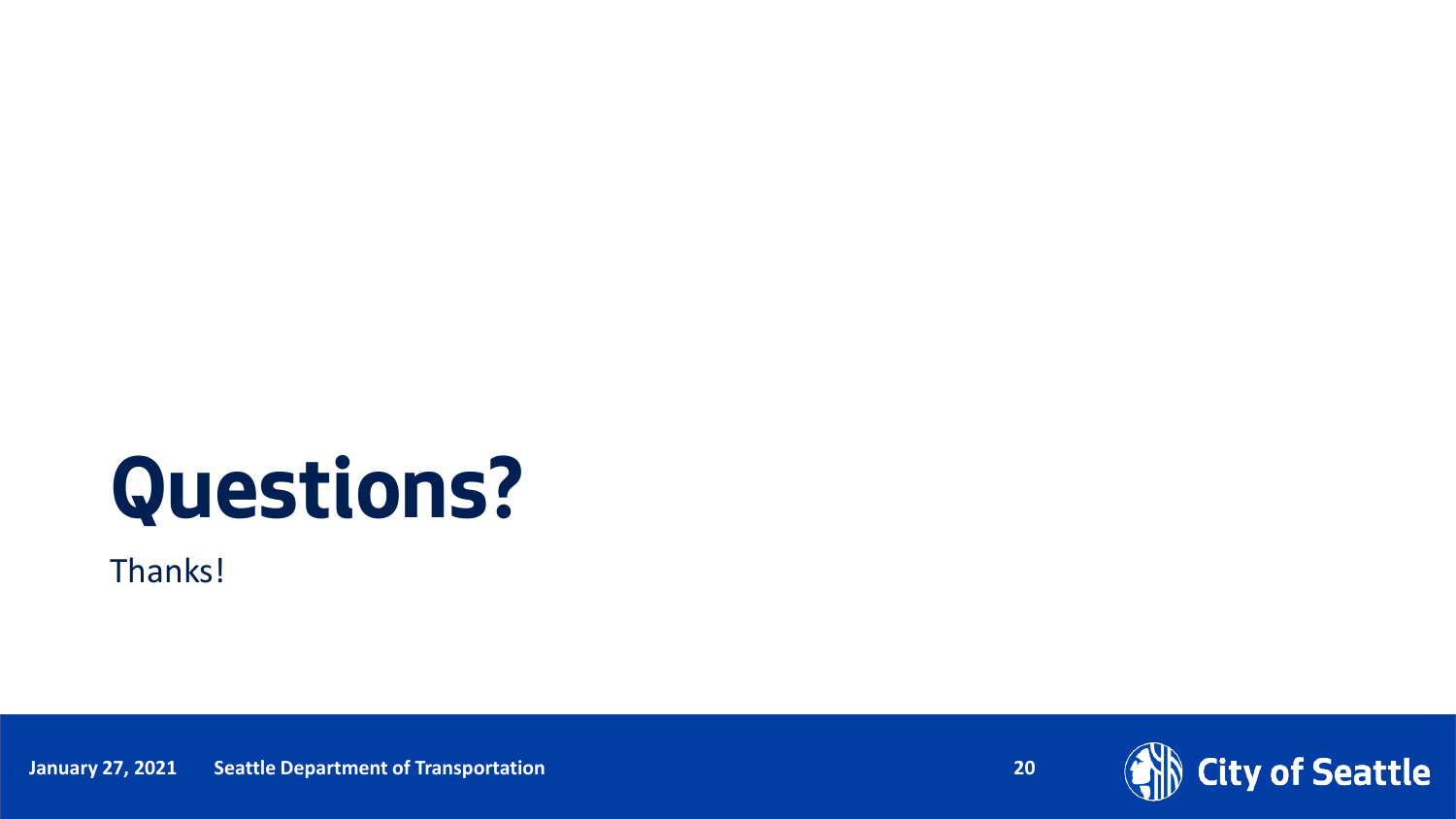# Questions?

Thanks!